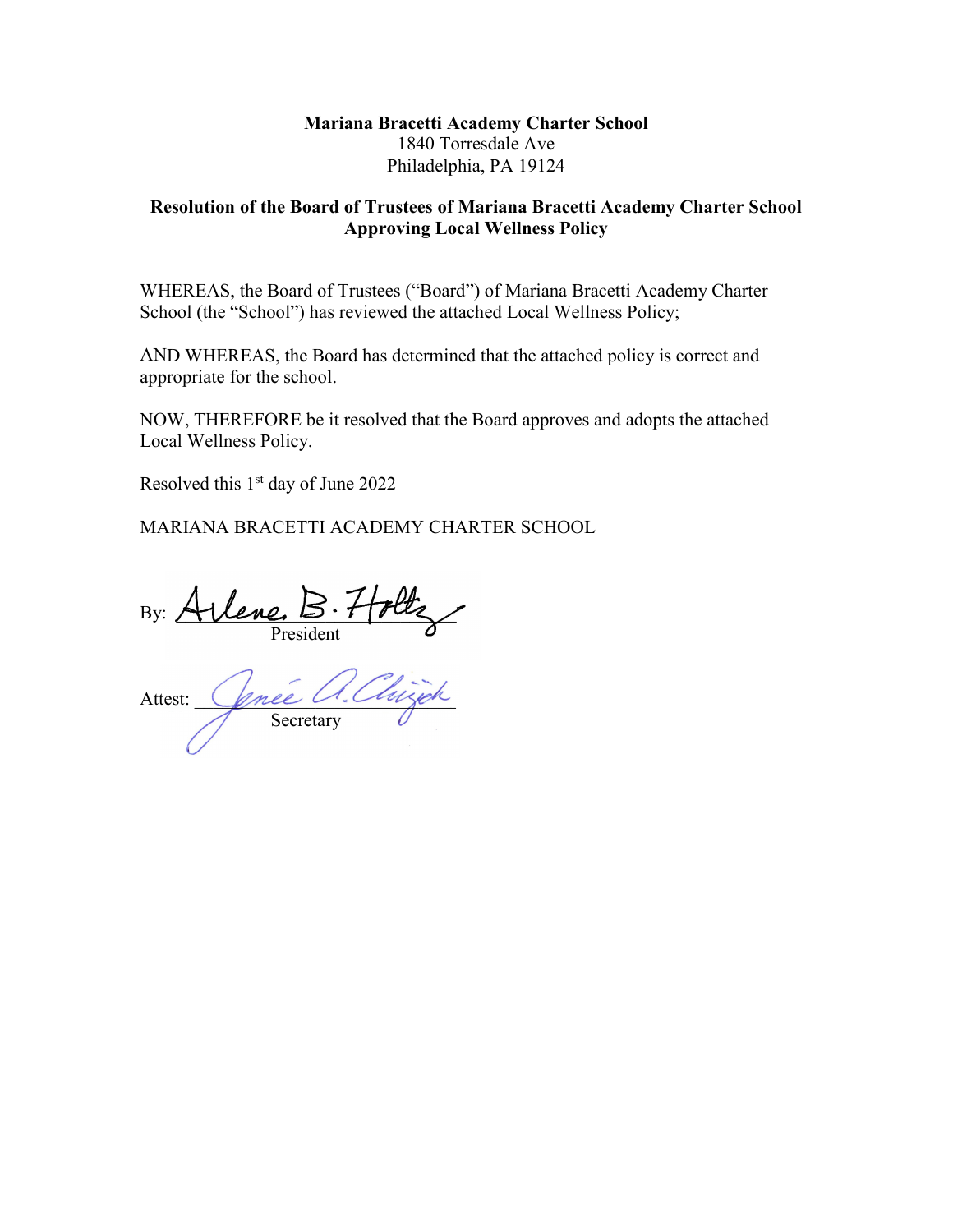**Mariana Bracetti Academy Charter School**
1840 Torresdale Ave
Philadelphia, PA 19124

**Resolution of the Board of Trustees of Mariana Bracetti Academy Charter School Approving Local Wellness Policy**

WHEREAS, the Board of Trustees ("Board") of Mariana Bracetti Academy Charter School (the "School") has reviewed the attached Local Wellness Policy;

AND WHEREAS, the Board has determined that the attached policy is correct and appropriate for the school.

NOW, THEREFORE be it resolved that the Board approves and adopts the attached Local Wellness Policy.

Resolved this 1st day of June 2022

MARIANA BRACETTI ACADEMY CHARTER SCHOOL

By: Arlene B. Holtz
President

Attest: Jenée A. Chizick
Secretary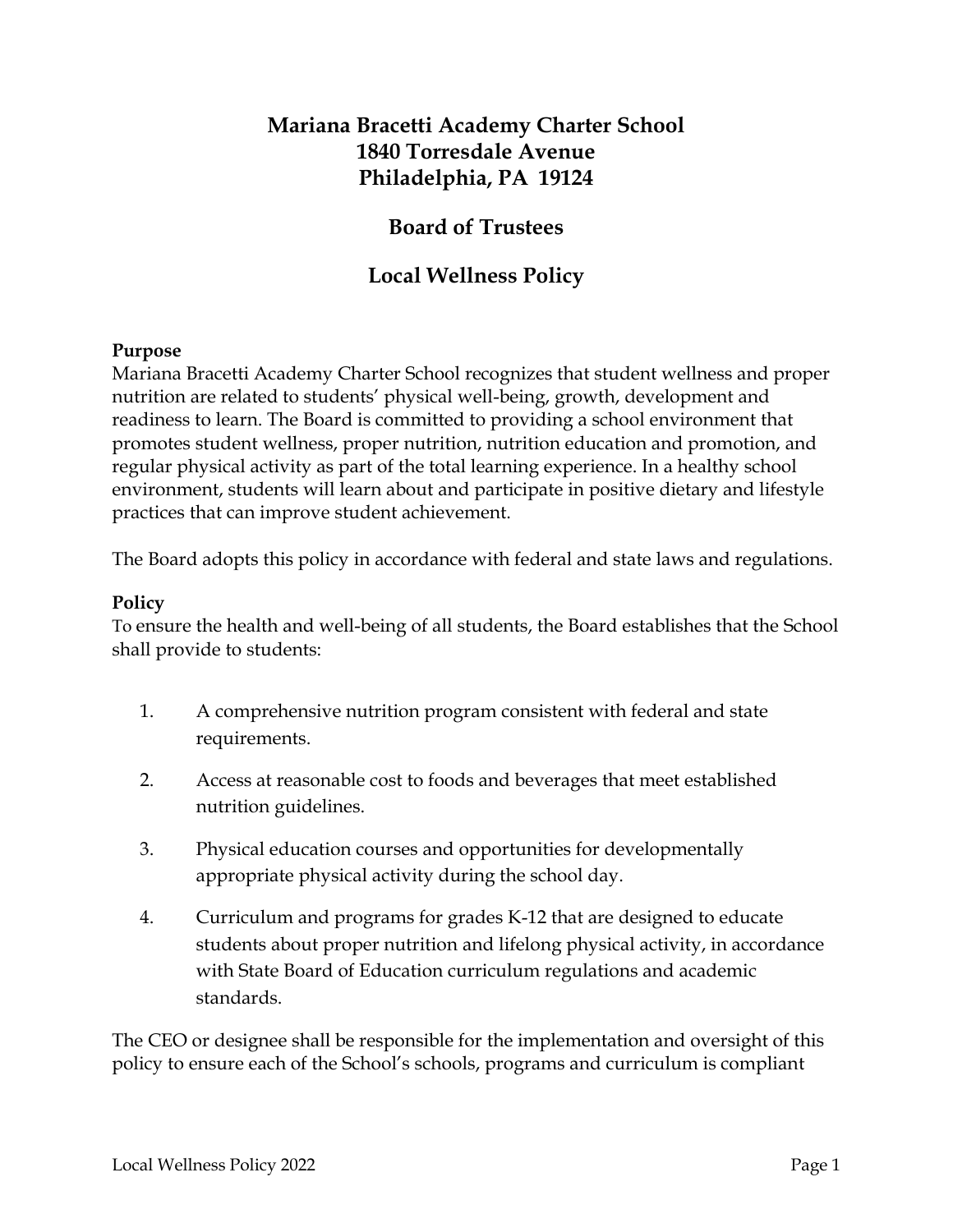# Mariana Bracetti Academy Charter School
# 1840 Torresdale Avenue
# Philadelphia, PA 19124

## Board of Trustees

## Local Wellness Policy

**Purpose**

Mariana Bracetti Academy Charter School recognizes that student wellness and proper nutrition are related to students' physical well-being, growth, development and readiness to learn. The Board is committed to providing a school environment that promotes student wellness, proper nutrition, nutrition education and promotion, and regular physical activity as part of the total learning experience. In a healthy school environment, students will learn about and participate in positive dietary and lifestyle practices that can improve student achievement.

The Board adopts this policy in accordance with federal and state laws and regulations.

**Policy**

To ensure the health and well-being of all students, the Board establishes that the School shall provide to students:

1. A comprehensive nutrition program consistent with federal and state requirements.
2. Access at reasonable cost to foods and beverages that meet established nutrition guidelines.
3. Physical education courses and opportunities for developmentally appropriate physical activity during the school day.
4. Curriculum and programs for grades K-12 that are designed to educate students about proper nutrition and lifelong physical activity, in accordance with State Board of Education curriculum regulations and academic standards.

The CEO or designee shall be responsible for the implementation and oversight of this policy to ensure each of the School's schools, programs and curriculum is compliant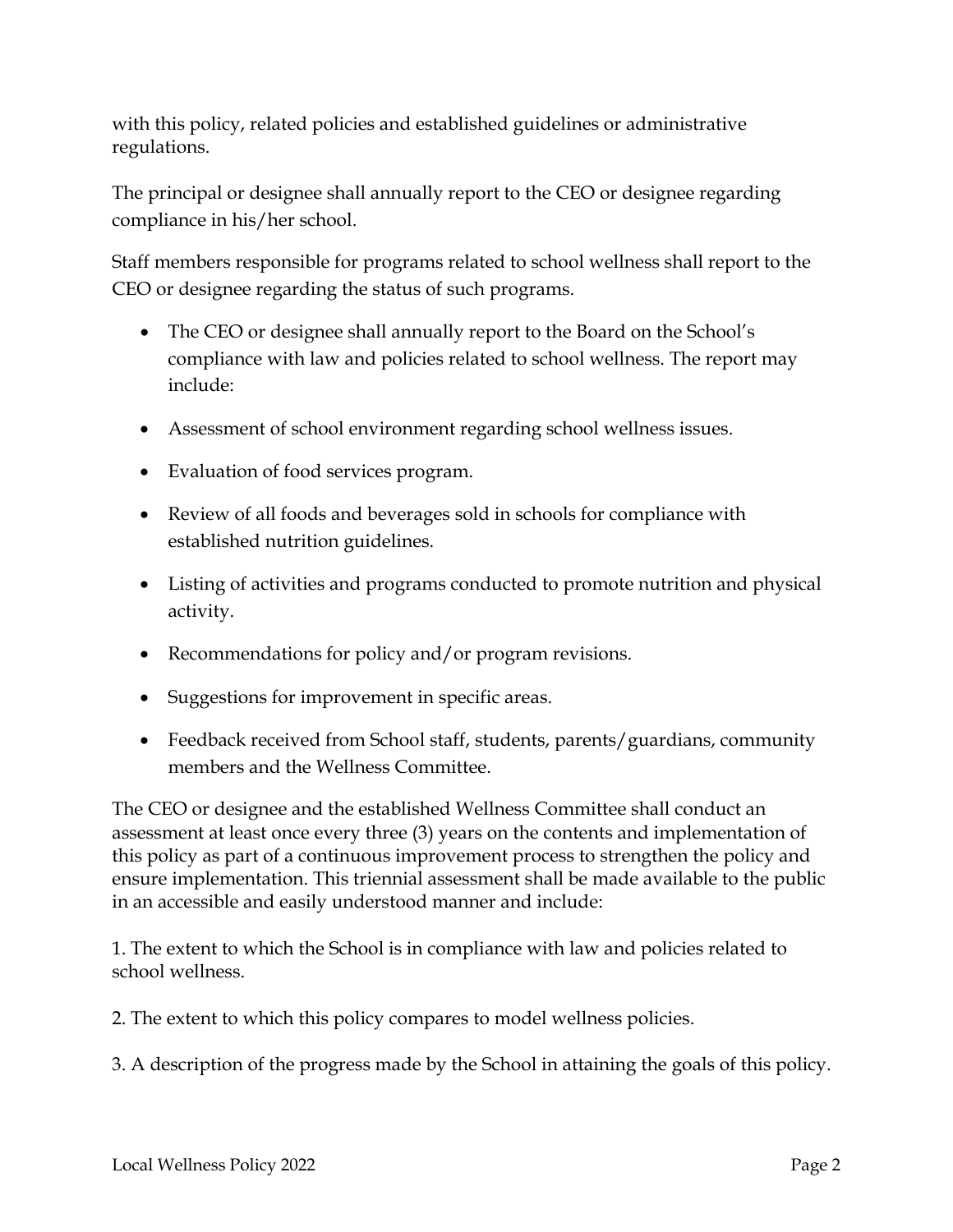with this policy, related policies and established guidelines or administrative regulations.

The principal or designee shall annually report to the CEO or designee regarding compliance in his/her school.

Staff members responsible for programs related to school wellness shall report to the CEO or designee regarding the status of such programs.

- The CEO or designee shall annually report to the Board on the School's compliance with law and policies related to school wellness. The report may include:
- Assessment of school environment regarding school wellness issues.
- Evaluation of food services program.
- Review of all foods and beverages sold in schools for compliance with established nutrition guidelines.
- Listing of activities and programs conducted to promote nutrition and physical activity.
- Recommendations for policy and/or program revisions.
- Suggestions for improvement in specific areas.
- Feedback received from School staff, students, parents/guardians, community members and the Wellness Committee.

The CEO or designee and the established Wellness Committee shall conduct an assessment at least once every three (3) years on the contents and implementation of this policy as part of a continuous improvement process to strengthen the policy and ensure implementation. This triennial assessment shall be made available to the public in an accessible and easily understood manner and include:

1. The extent to which the School is in compliance with law and policies related to school wellness.

2. The extent to which this policy compares to model wellness policies.

3. A description of the progress made by the School in attaining the goals of this policy.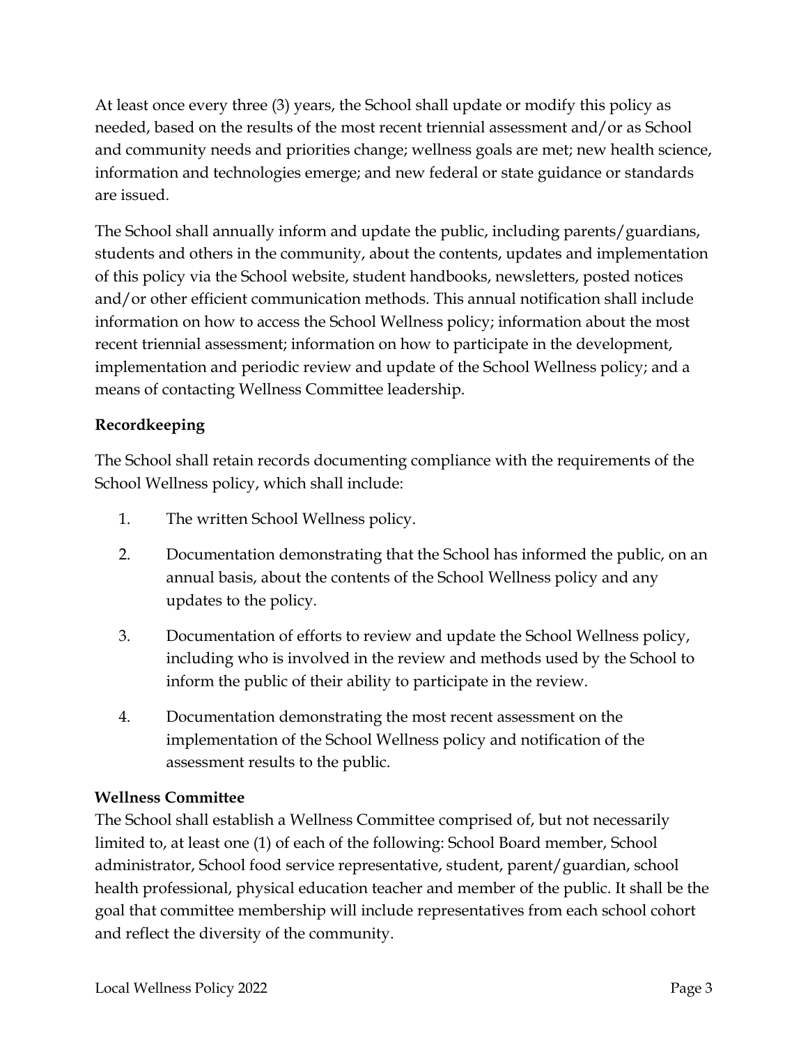At least once every three (3) years, the School shall update or modify this policy as needed, based on the results of the most recent triennial assessment and/or as School and community needs and priorities change; wellness goals are met; new health science, information and technologies emerge; and new federal or state guidance or standards are issued.

The School shall annually inform and update the public, including parents/guardians, students and others in the community, about the contents, updates and implementation of this policy via the School website, student handbooks, newsletters, posted notices and/or other efficient communication methods. This annual notification shall include information on how to access the School Wellness policy; information about the most recent triennial assessment; information on how to participate in the development, implementation and periodic review and update of the School Wellness policy; and a means of contacting Wellness Committee leadership.

**Recordkeeping**

The School shall retain records documenting compliance with the requirements of the School Wellness policy, which shall include:

1. The written School Wellness policy.
2. Documentation demonstrating that the School has informed the public, on an annual basis, about the contents of the School Wellness policy and any updates to the policy.
3. Documentation of efforts to review and update the School Wellness policy, including who is involved in the review and methods used by the School to inform the public of their ability to participate in the review.
4. Documentation demonstrating the most recent assessment on the implementation of the School Wellness policy and notification of the assessment results to the public.

**Wellness Committee**

The School shall establish a Wellness Committee comprised of, but not necessarily limited to, at least one (1) of each of the following: School Board member, School administrator, School food service representative, student, parent/guardian, school health professional, physical education teacher and member of the public. It shall be the goal that committee membership will include representatives from each school cohort and reflect the diversity of the community.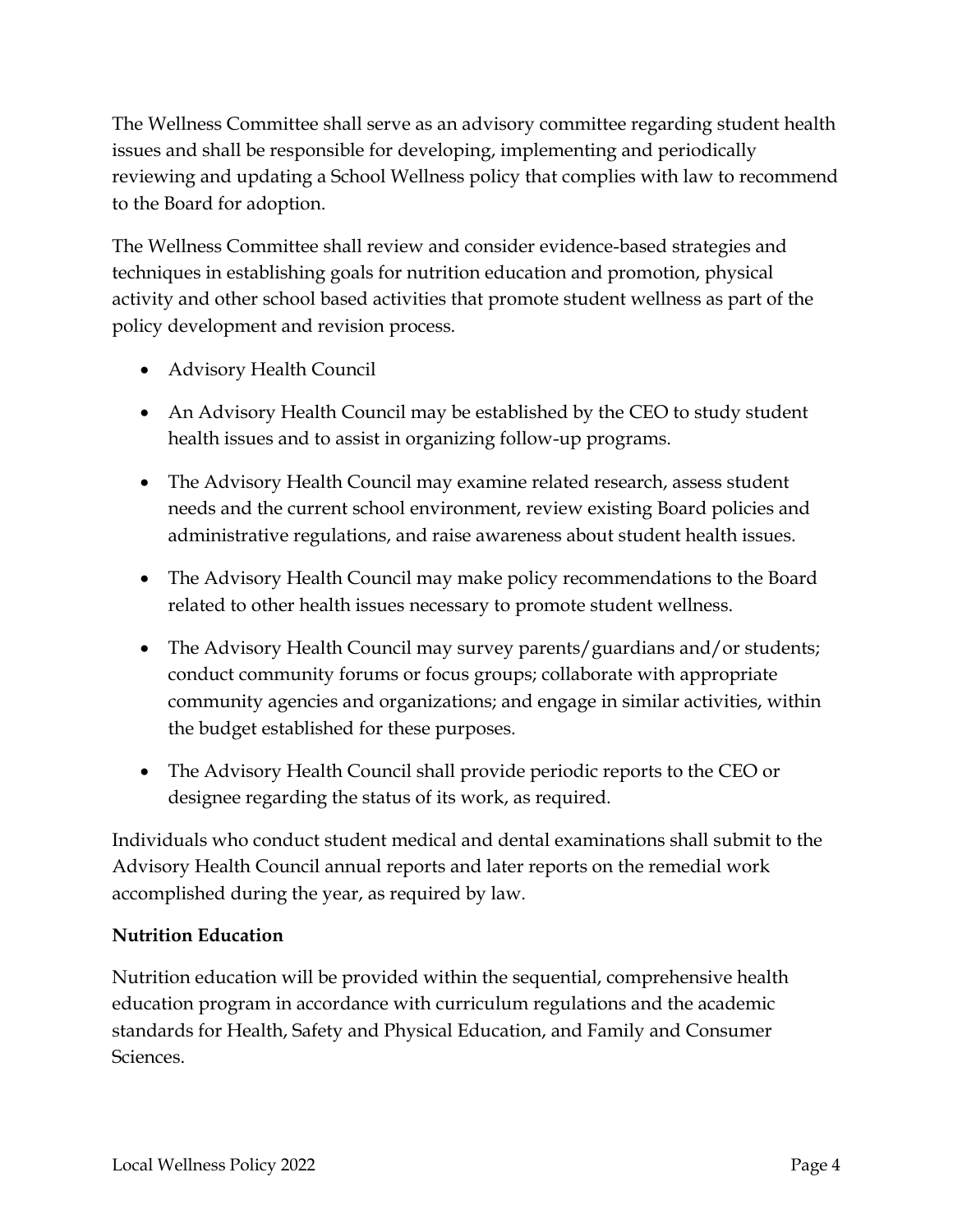The Wellness Committee shall serve as an advisory committee regarding student health issues and shall be responsible for developing, implementing and periodically reviewing and updating a School Wellness policy that complies with law to recommend to the Board for adoption.

The Wellness Committee shall review and consider evidence-based strategies and techniques in establishing goals for nutrition education and promotion, physical activity and other school based activities that promote student wellness as part of the policy development and revision process.

- Advisory Health Council
- An Advisory Health Council may be established by the CEO to study student health issues and to assist in organizing follow-up programs.
- The Advisory Health Council may examine related research, assess student needs and the current school environment, review existing Board policies and administrative regulations, and raise awareness about student health issues.
- The Advisory Health Council may make policy recommendations to the Board related to other health issues necessary to promote student wellness.
- The Advisory Health Council may survey parents/guardians and/or students; conduct community forums or focus groups; collaborate with appropriate community agencies and organizations; and engage in similar activities, within the budget established for these purposes.
- The Advisory Health Council shall provide periodic reports to the CEO or designee regarding the status of its work, as required.

Individuals who conduct student medical and dental examinations shall submit to the Advisory Health Council annual reports and later reports on the remedial work accomplished during the year, as required by law.

**Nutrition Education**

Nutrition education will be provided within the sequential, comprehensive health education program in accordance with curriculum regulations and the academic standards for Health, Safety and Physical Education, and Family and Consumer Sciences.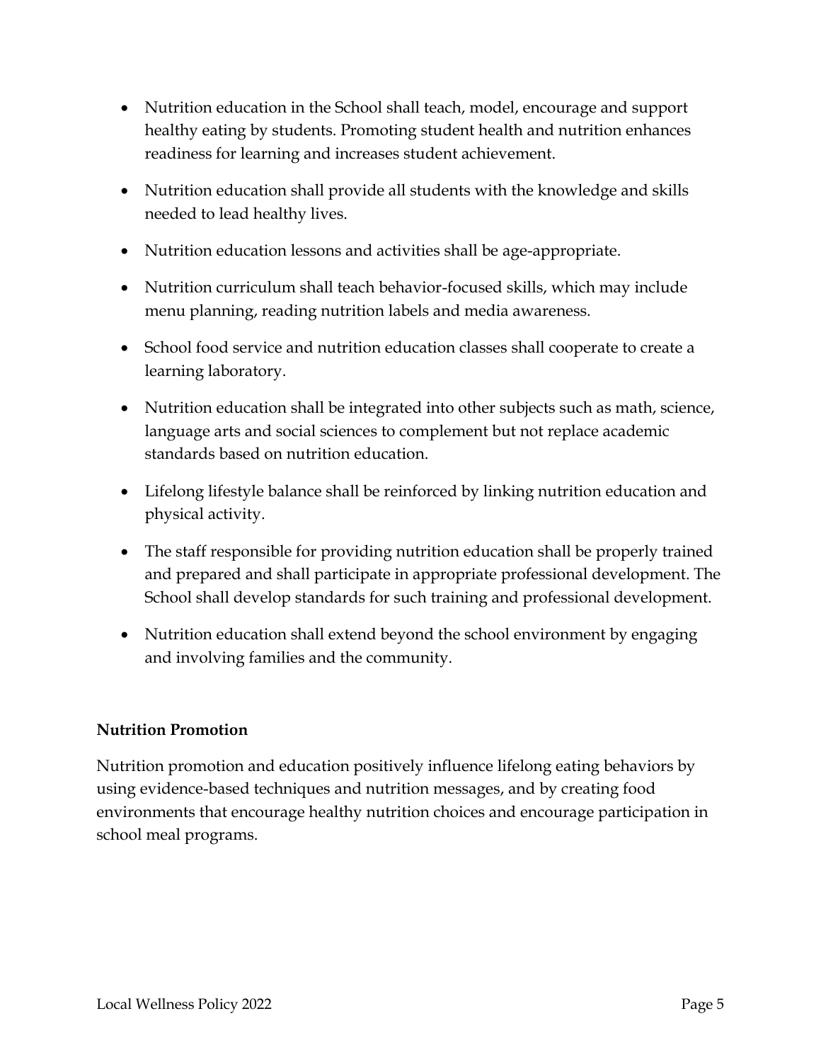- Nutrition education in the School shall teach, model, encourage and support healthy eating by students. Promoting student health and nutrition enhances readiness for learning and increases student achievement.
- Nutrition education shall provide all students with the knowledge and skills needed to lead healthy lives.
- Nutrition education lessons and activities shall be age-appropriate.
- Nutrition curriculum shall teach behavior-focused skills, which may include menu planning, reading nutrition labels and media awareness.
- School food service and nutrition education classes shall cooperate to create a learning laboratory.
- Nutrition education shall be integrated into other subjects such as math, science, language arts and social sciences to complement but not replace academic standards based on nutrition education.
- Lifelong lifestyle balance shall be reinforced by linking nutrition education and physical activity.
- The staff responsible for providing nutrition education shall be properly trained and prepared and shall participate in appropriate professional development. The School shall develop standards for such training and professional development.
- Nutrition education shall extend beyond the school environment by engaging and involving families and the community.

**Nutrition Promotion**

Nutrition promotion and education positively influence lifelong eating behaviors by using evidence-based techniques and nutrition messages, and by creating food environments that encourage healthy nutrition choices and encourage participation in school meal programs.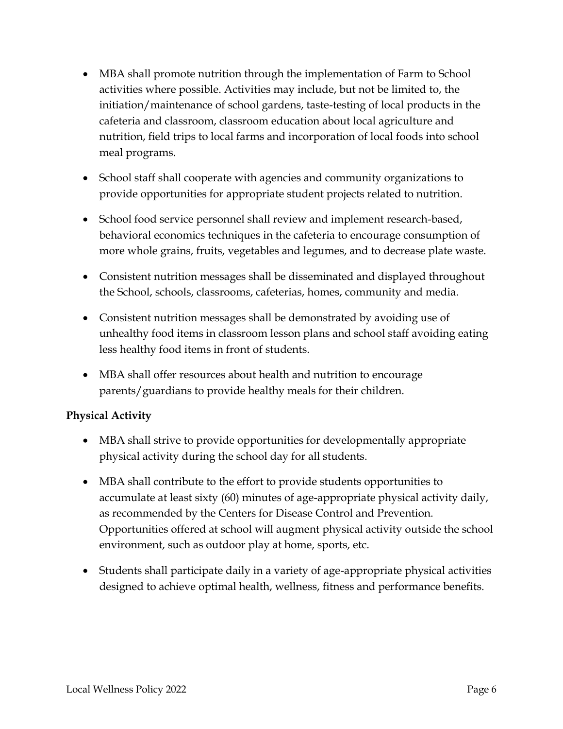- MBA shall promote nutrition through the implementation of Farm to School activities where possible. Activities may include, but not be limited to, the initiation/maintenance of school gardens, taste-testing of local products in the cafeteria and classroom, classroom education about local agriculture and nutrition, field trips to local farms and incorporation of local foods into school meal programs.
- School staff shall cooperate with agencies and community organizations to provide opportunities for appropriate student projects related to nutrition.
- School food service personnel shall review and implement research-based, behavioral economics techniques in the cafeteria to encourage consumption of more whole grains, fruits, vegetables and legumes, and to decrease plate waste.
- Consistent nutrition messages shall be disseminated and displayed throughout the School, schools, classrooms, cafeterias, homes, community and media.
- Consistent nutrition messages shall be demonstrated by avoiding use of unhealthy food items in classroom lesson plans and school staff avoiding eating less healthy food items in front of students.
- MBA shall offer resources about health and nutrition to encourage parents/guardians to provide healthy meals for their children.

**Physical Activity**

- MBA shall strive to provide opportunities for developmentally appropriate physical activity during the school day for all students.
- MBA shall contribute to the effort to provide students opportunities to accumulate at least sixty (60) minutes of age-appropriate physical activity daily, as recommended by the Centers for Disease Control and Prevention. Opportunities offered at school will augment physical activity outside the school environment, such as outdoor play at home, sports, etc.
- Students shall participate daily in a variety of age-appropriate physical activities designed to achieve optimal health, wellness, fitness and performance benefits.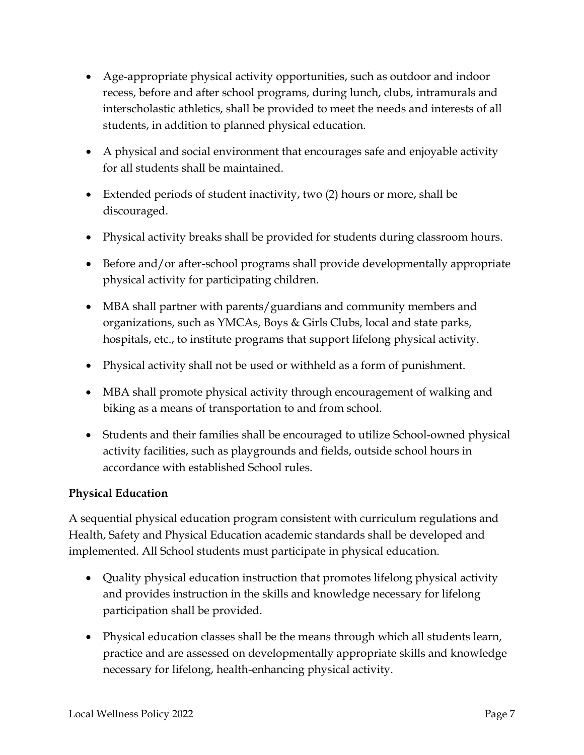- Age-appropriate physical activity opportunities, such as outdoor and indoor recess, before and after school programs, during lunch, clubs, intramurals and interscholastic athletics, shall be provided to meet the needs and interests of all students, in addition to planned physical education.
- A physical and social environment that encourages safe and enjoyable activity for all students shall be maintained.
- Extended periods of student inactivity, two (2) hours or more, shall be discouraged.
- Physical activity breaks shall be provided for students during classroom hours.
- Before and/or after-school programs shall provide developmentally appropriate physical activity for participating children.
- MBA shall partner with parents/guardians and community members and organizations, such as YMCAs, Boys & Girls Clubs, local and state parks, hospitals, etc., to institute programs that support lifelong physical activity.
- Physical activity shall not be used or withheld as a form of punishment.
- MBA shall promote physical activity through encouragement of walking and biking as a means of transportation to and from school.
- Students and their families shall be encouraged to utilize School-owned physical activity facilities, such as playgrounds and fields, outside school hours in accordance with established School rules.

**Physical Education**

A sequential physical education program consistent with curriculum regulations and Health, Safety and Physical Education academic standards shall be developed and implemented. All School students must participate in physical education.

- Quality physical education instruction that promotes lifelong physical activity and provides instruction in the skills and knowledge necessary for lifelong participation shall be provided.
- Physical education classes shall be the means through which all students learn, practice and are assessed on developmentally appropriate skills and knowledge necessary for lifelong, health-enhancing physical activity.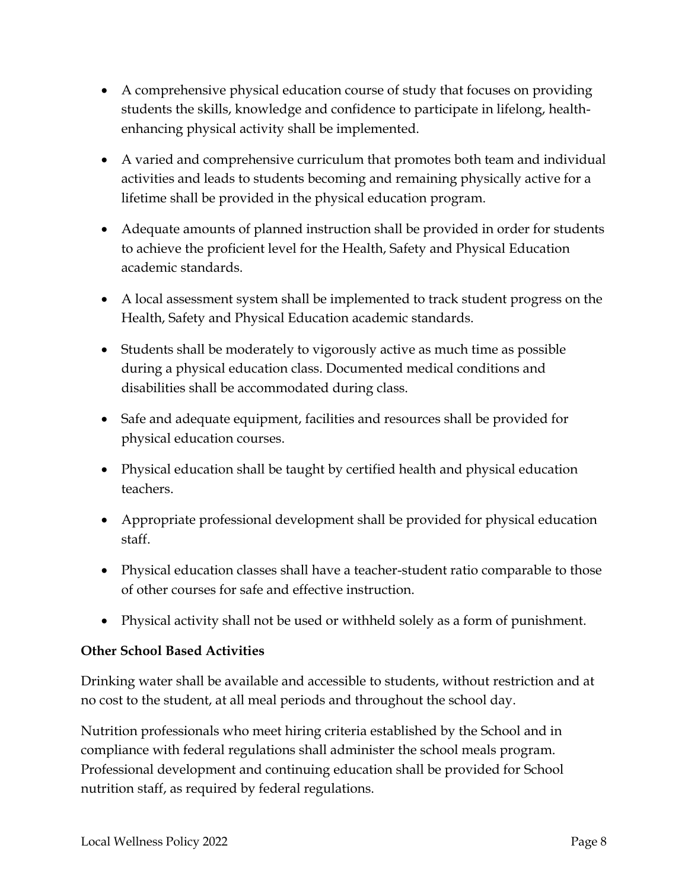- A comprehensive physical education course of study that focuses on providing students the skills, knowledge and confidence to participate in lifelong, health-enhancing physical activity shall be implemented.
- A varied and comprehensive curriculum that promotes both team and individual activities and leads to students becoming and remaining physically active for a lifetime shall be provided in the physical education program.
- Adequate amounts of planned instruction shall be provided in order for students to achieve the proficient level for the Health, Safety and Physical Education academic standards.
- A local assessment system shall be implemented to track student progress on the Health, Safety and Physical Education academic standards.
- Students shall be moderately to vigorously active as much time as possible during a physical education class. Documented medical conditions and disabilities shall be accommodated during class.
- Safe and adequate equipment, facilities and resources shall be provided for physical education courses.
- Physical education shall be taught by certified health and physical education teachers.
- Appropriate professional development shall be provided for physical education staff.
- Physical education classes shall have a teacher-student ratio comparable to those of other courses for safe and effective instruction.
- Physical activity shall not be used or withheld solely as a form of punishment.

**Other School Based Activities**

Drinking water shall be available and accessible to students, without restriction and at no cost to the student, at all meal periods and throughout the school day.

Nutrition professionals who meet hiring criteria established by the School and in compliance with federal regulations shall administer the school meals program. Professional development and continuing education shall be provided for School nutrition staff, as required by federal regulations.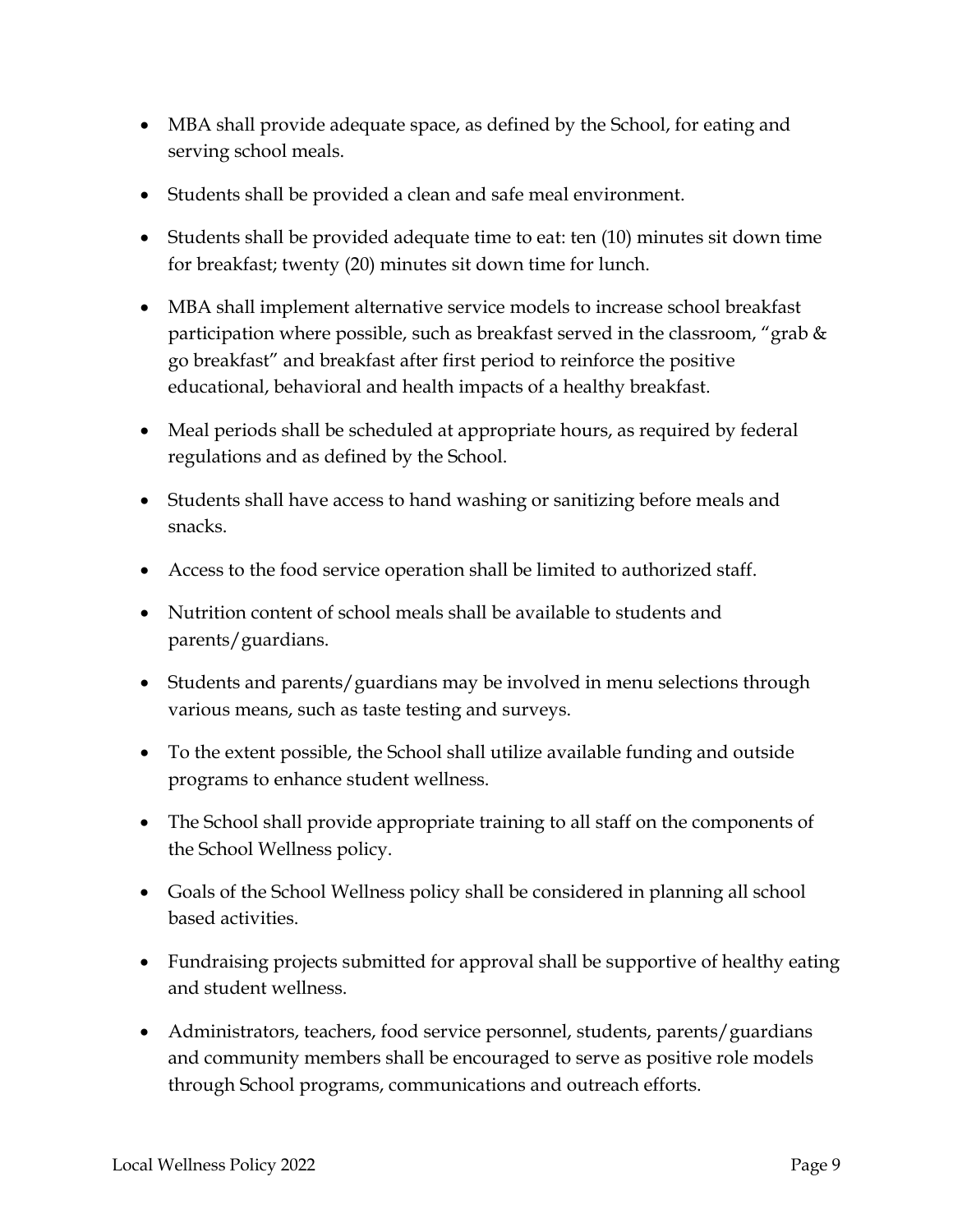- MBA shall provide adequate space, as defined by the School, for eating and serving school meals.
- Students shall be provided a clean and safe meal environment.
- Students shall be provided adequate time to eat: ten (10) minutes sit down time for breakfast; twenty (20) minutes sit down time for lunch.
- MBA shall implement alternative service models to increase school breakfast participation where possible, such as breakfast served in the classroom, "grab & go breakfast" and breakfast after first period to reinforce the positive educational, behavioral and health impacts of a healthy breakfast.
- Meal periods shall be scheduled at appropriate hours, as required by federal regulations and as defined by the School.
- Students shall have access to hand washing or sanitizing before meals and snacks.
- Access to the food service operation shall be limited to authorized staff.
- Nutrition content of school meals shall be available to students and parents/guardians.
- Students and parents/guardians may be involved in menu selections through various means, such as taste testing and surveys.
- To the extent possible, the School shall utilize available funding and outside programs to enhance student wellness.
- The School shall provide appropriate training to all staff on the components of the School Wellness policy.
- Goals of the School Wellness policy shall be considered in planning all school based activities.
- Fundraising projects submitted for approval shall be supportive of healthy eating and student wellness.
- Administrators, teachers, food service personnel, students, parents/guardians and community members shall be encouraged to serve as positive role models through School programs, communications and outreach efforts.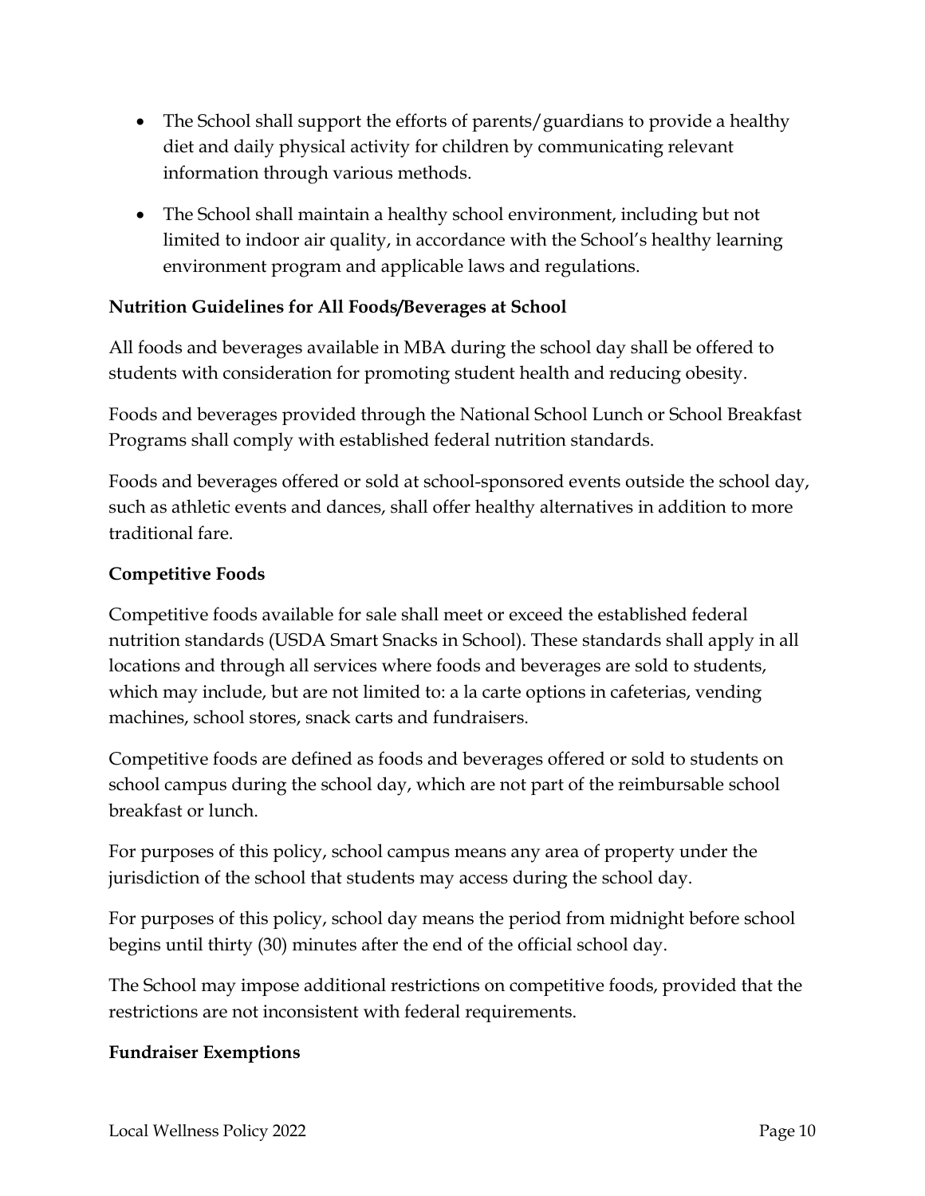- The School shall support the efforts of parents/guardians to provide a healthy diet and daily physical activity for children by communicating relevant information through various methods.

- The School shall maintain a healthy school environment, including but not limited to indoor air quality, in accordance with the School's healthy learning environment program and applicable laws and regulations.

**Nutrition Guidelines for All Foods/Beverages at School**

All foods and beverages available in MBA during the school day shall be offered to students with consideration for promoting student health and reducing obesity.

Foods and beverages provided through the National School Lunch or School Breakfast Programs shall comply with established federal nutrition standards.

Foods and beverages offered or sold at school-sponsored events outside the school day, such as athletic events and dances, shall offer healthy alternatives in addition to more traditional fare.

**Competitive Foods**

Competitive foods available for sale shall meet or exceed the established federal nutrition standards (USDA Smart Snacks in School). These standards shall apply in all locations and through all services where foods and beverages are sold to students, which may include, but are not limited to: a la carte options in cafeterias, vending machines, school stores, snack carts and fundraisers.

Competitive foods are defined as foods and beverages offered or sold to students on school campus during the school day, which are not part of the reimbursable school breakfast or lunch.

For purposes of this policy, school campus means any area of property under the jurisdiction of the school that students may access during the school day.

For purposes of this policy, school day means the period from midnight before school begins until thirty (30) minutes after the end of the official school day.

The School may impose additional restrictions on competitive foods, provided that the restrictions are not inconsistent with federal requirements.

**Fundraiser Exemptions**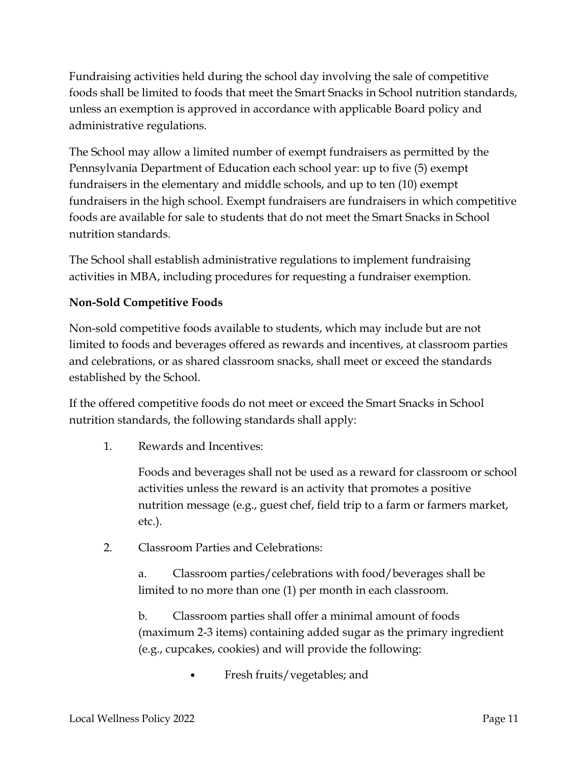Fundraising activities held during the school day involving the sale of competitive foods shall be limited to foods that meet the Smart Snacks in School nutrition standards, unless an exemption is approved in accordance with applicable Board policy and administrative regulations.

The School may allow a limited number of exempt fundraisers as permitted by the Pennsylvania Department of Education each school year: up to five (5) exempt fundraisers in the elementary and middle schools, and up to ten (10) exempt fundraisers in the high school. Exempt fundraisers are fundraisers in which competitive foods are available for sale to students that do not meet the Smart Snacks in School nutrition standards.

The School shall establish administrative regulations to implement fundraising activities in MBA, including procedures for requesting a fundraiser exemption.

**Non-Sold Competitive Foods**

Non-sold competitive foods available to students, which may include but are not limited to foods and beverages offered as rewards and incentives, at classroom parties and celebrations, or as shared classroom snacks, shall meet or exceed the standards established by the School.

If the offered competitive foods do not meet or exceed the Smart Snacks in School nutrition standards, the following standards shall apply:

1. Rewards and Incentives:

   Foods and beverages shall not be used as a reward for classroom or school activities unless the reward is an activity that promotes a positive nutrition message (e.g., guest chef, field trip to a farm or farmers market, etc.).

2. Classroom Parties and Celebrations:

   a. Classroom parties/celebrations with food/beverages shall be limited to no more than one (1) per month in each classroom.

   b. Classroom parties shall offer a minimal amount of foods (maximum 2-3 items) containing added sugar as the primary ingredient (e.g., cupcakes, cookies) and will provide the following:

      - Fresh fruits/vegetables; and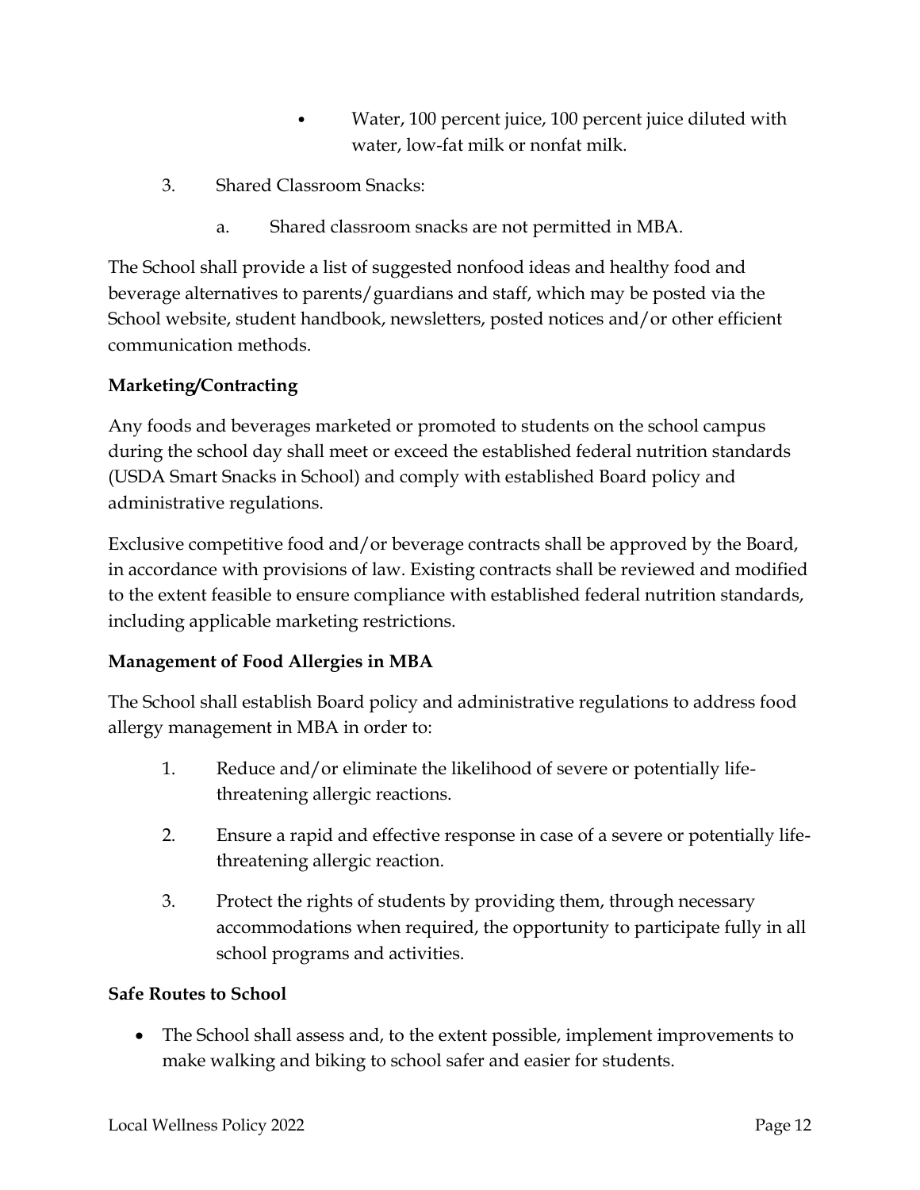- Water, 100 percent juice, 100 percent juice diluted with water, low-fat milk or nonfat milk.

3. Shared Classroom Snacks:

   a. Shared classroom snacks are not permitted in MBA.

The School shall provide a list of suggested nonfood ideas and healthy food and beverage alternatives to parents/guardians and staff, which may be posted via the School website, student handbook, newsletters, posted notices and/or other efficient communication methods.

**Marketing/Contracting**

Any foods and beverages marketed or promoted to students on the school campus during the school day shall meet or exceed the established federal nutrition standards (USDA Smart Snacks in School) and comply with established Board policy and administrative regulations.

Exclusive competitive food and/or beverage contracts shall be approved by the Board, in accordance with provisions of law. Existing contracts shall be reviewed and modified to the extent feasible to ensure compliance with established federal nutrition standards, including applicable marketing restrictions.

**Management of Food Allergies in MBA**

The School shall establish Board policy and administrative regulations to address food allergy management in MBA in order to:

1. Reduce and/or eliminate the likelihood of severe or potentially life-threatening allergic reactions.
2. Ensure a rapid and effective response in case of a severe or potentially life-threatening allergic reaction.
3. Protect the rights of students by providing them, through necessary accommodations when required, the opportunity to participate fully in all school programs and activities.

**Safe Routes to School**

- The School shall assess and, to the extent possible, implement improvements to make walking and biking to school safer and easier for students.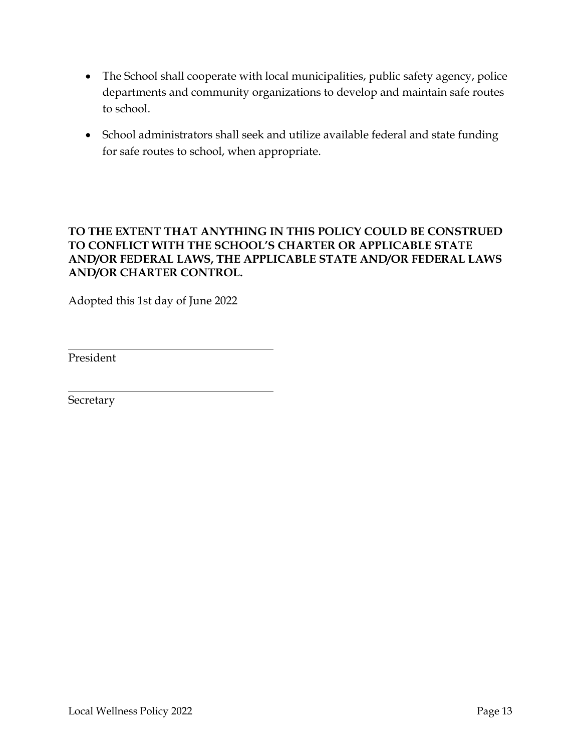- The School shall cooperate with local municipalities, public safety agency, police departments and community organizations to develop and maintain safe routes to school.
- School administrators shall seek and utilize available federal and state funding for safe routes to school, when appropriate.

**TO THE EXTENT THAT ANYTHING IN THIS POLICY COULD BE CONSTRUED TO CONFLICT WITH THE SCHOOL'S CHARTER OR APPLICABLE STATE AND/OR FEDERAL LAWS, THE APPLICABLE STATE AND/OR FEDERAL LAWS AND/OR CHARTER CONTROL.**

Adopted this 1st day of June 2022

\_\_\_\_\_\_\_\_\_\_\_\_\_\_\_\_\_\_\_\_\_\_\_\_\_\_\_\_\_\_\_\_\_\_\_\_

President

\_\_\_\_\_\_\_\_\_\_\_\_\_\_\_\_\_\_\_\_\_\_\_\_\_\_\_\_\_\_\_\_\_\_\_\_

Secretary